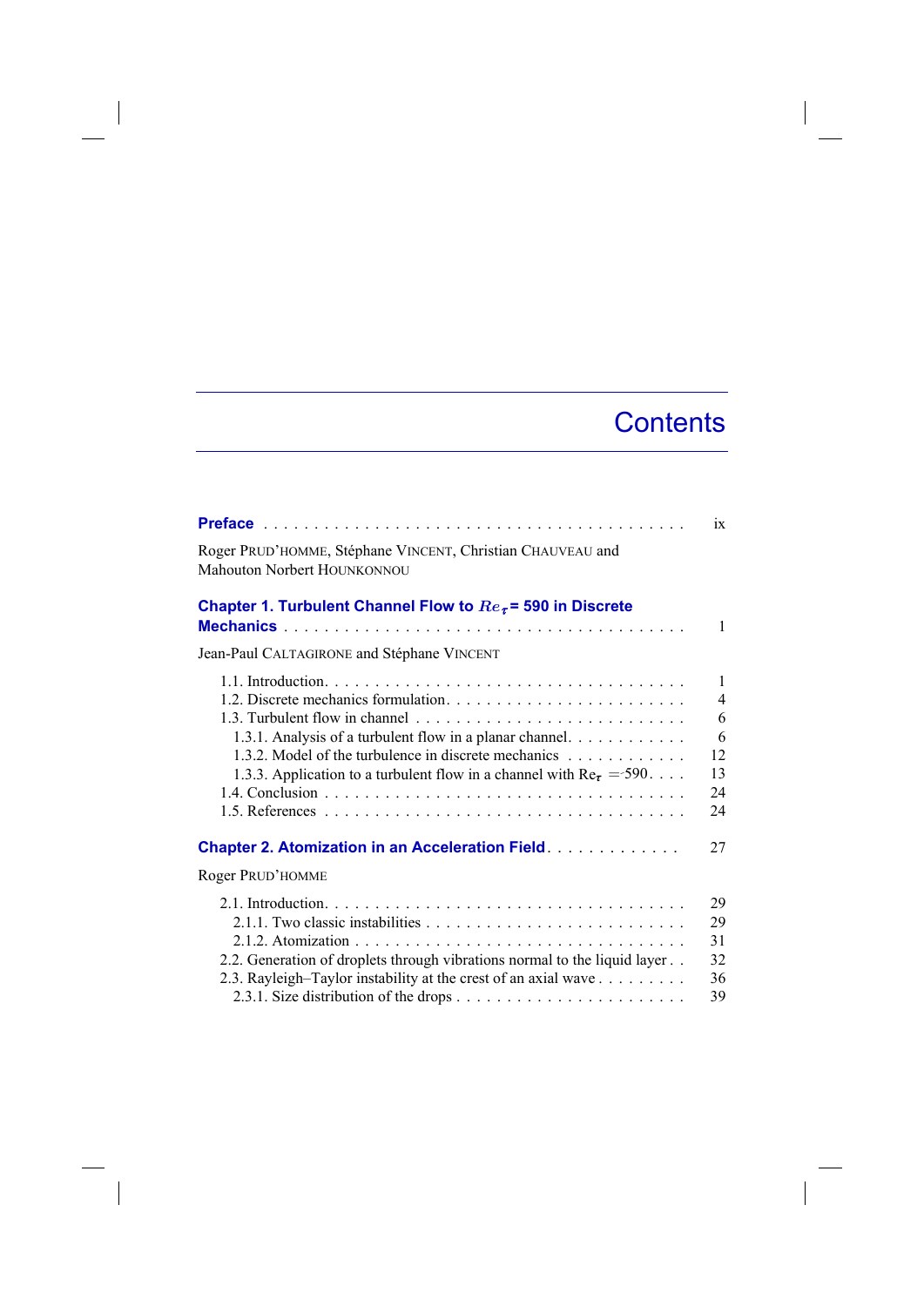# Contents

**Preface** . . . . . . . . . . . . . . . . . . . . . . . . . . . . . . . . . . . . . . . . . . ix

Roger PRUD'HOMME, Stéphane VINCENT, Christian CHAUVEAU and Mahouton Norbert HOUNKONNOU

**Chapter 1. Turbulent Channel Flow to $Re_\tau$ = 590 in Discrete Mechanics** . . . . . . . . . . . . . . . . . . . . . . . . . . . . . . . . . . . . . . . . 1

Jean-Paul CALTAGIRONE and Stéphane VINCENT

- 1.1. Introduction. . . . . . . . . . . . . . . . . . . . . . . . . . . . . . . . . . . . . 1
- 1.2. Discrete mechanics formulation. . . . . . . . . . . . . . . . . . . . . . . . 4
- 1.3. Turbulent flow in channel . . . . . . . . . . . . . . . . . . . . . . . . . . . 6
  - 1.3.1. Analysis of a turbulent flow in a planar channel. . . . . . . . . . . 6
  - 1.3.2. Model of the turbulence in discrete mechanics . . . . . . . . . . . 12
  - 1.3.3. Application to a turbulent flow in a channel with $Re_\tau = 590$. . . . 13
- 1.4. Conclusion . . . . . . . . . . . . . . . . . . . . . . . . . . . . . . . . . . . . 24
- 1.5. References . . . . . . . . . . . . . . . . . . . . . . . . . . . . . . . . . . . . 24

**Chapter 2. Atomization in an Acceleration Field**. . . . . . . . . . . . . 27

Roger PRUD'HOMME

- 2.1. Introduction. . . . . . . . . . . . . . . . . . . . . . . . . . . . . . . . . . . . . 29
  - 2.1.1. Two classic instabilities . . . . . . . . . . . . . . . . . . . . . . . . . . 29
  - 2.1.2. Atomization . . . . . . . . . . . . . . . . . . . . . . . . . . . . . . . . . 31
- 2.2. Generation of droplets through vibrations normal to the liquid layer . . 32
- 2.3. Rayleigh–Taylor instability at the crest of an axial wave . . . . . . . . . 36
  - 2.3.1. Size distribution of the drops . . . . . . . . . . . . . . . . . . . . . . . 39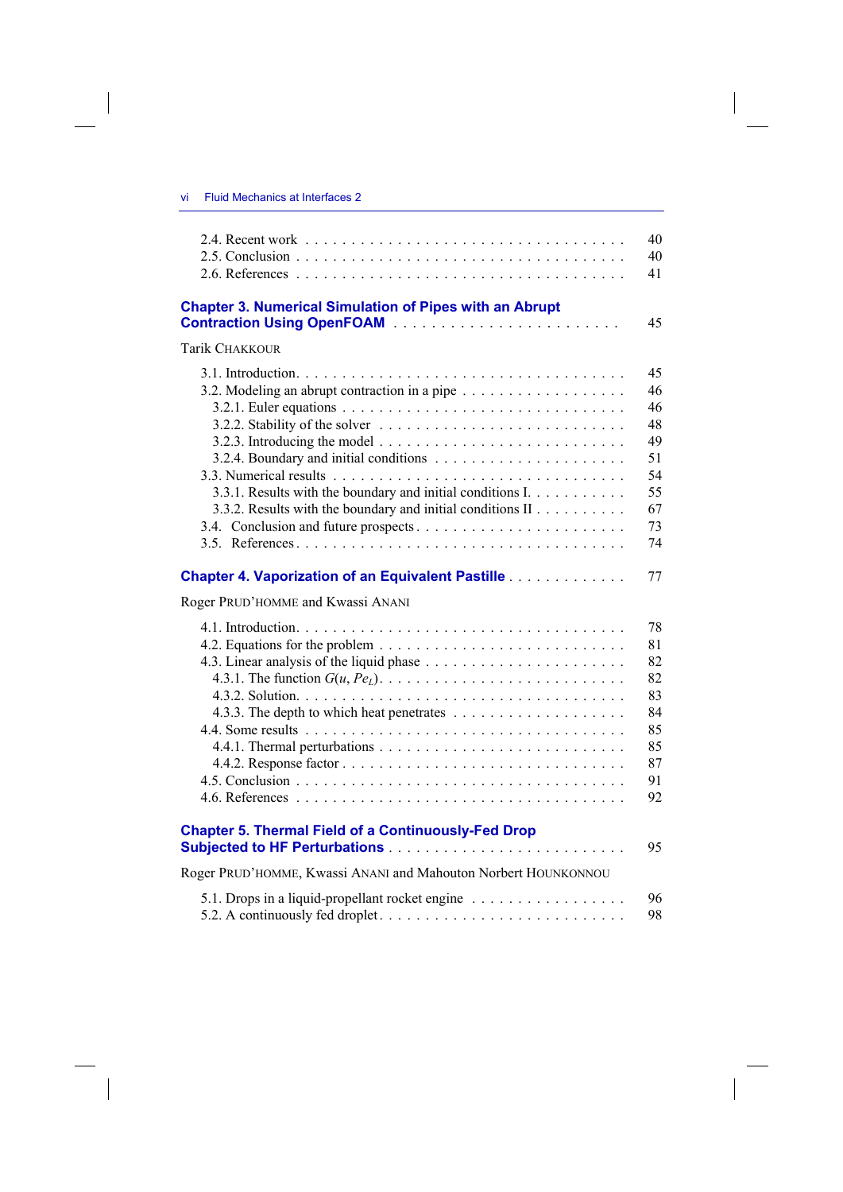2.4. Recent work . . . . . . . . . . 40
2.5. Conclusion . . . . . . . . . . 40
2.6. References . . . . . . . . . . 41

## Chapter 3. Numerical Simulation of Pipes with an Abrupt Contraction Using OpenFOAM . . . . . . . . . . 45

Tarik CHAKKOUR

3.1. Introduction. . . . . . . . . . 45
3.2. Modeling an abrupt contraction in a pipe . . . . . . . . . . 46
3.2.1. Euler equations . . . . . . . . . . 46
3.2.2. Stability of the solver . . . . . . . . . . 48
3.2.3. Introducing the model . . . . . . . . . . 49
3.2.4. Boundary and initial conditions . . . . . . . . . . 51
3.3. Numerical results . . . . . . . . . . 54
3.3.1. Results with the boundary and initial conditions I. . . . . . . . . . . 55
3.3.2. Results with the boundary and initial conditions II . . . . . . . . . . 67
3.4. Conclusion and future prospects . . . . . . . . . . 73
3.5. References . . . . . . . . . . 74

## Chapter 4. Vaporization of an Equivalent Pastille . . . . . . . . . . 77

Roger PRUD'HOMME and Kwassi ANANI

4.1. Introduction. . . . . . . . . . 78
4.2. Equations for the problem . . . . . . . . . . 81
4.3. Linear analysis of the liquid phase . . . . . . . . . . 82
4.3.1. The function $G(u, Pe_L)$. . . . . . . . . . . 82
4.3.2. Solution. . . . . . . . . . . 83
4.3.3. The depth to which heat penetrates . . . . . . . . . . 84
4.4. Some results . . . . . . . . . . 85
4.4.1. Thermal perturbations . . . . . . . . . . 85
4.4.2. Response factor . . . . . . . . . . 87
4.5. Conclusion . . . . . . . . . . 91
4.6. References . . . . . . . . . . 92

## Chapter 5. Thermal Field of a Continuously-Fed Drop Subjected to HF Perturbations . . . . . . . . . . 95

Roger PRUD'HOMME, Kwassi ANANI and Mahouton Norbert HOUNKONNOU

5.1. Drops in a liquid-propellant rocket engine . . . . . . . . . . 96
5.2. A continuously fed droplet. . . . . . . . . . . 98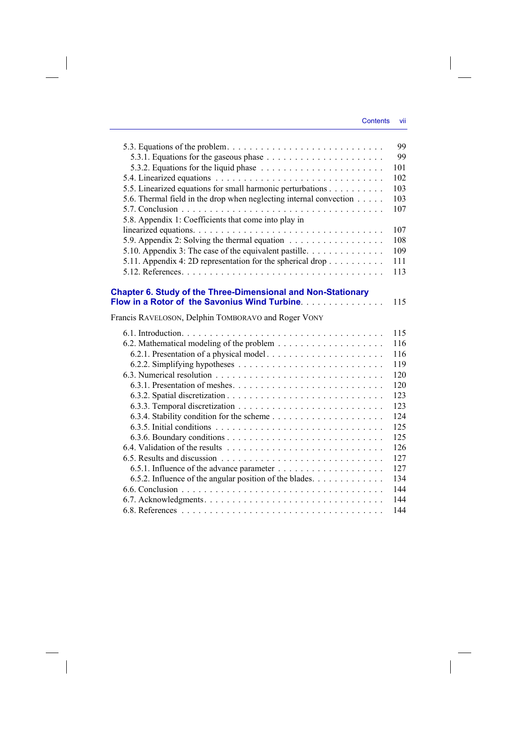| | |
|---|---|
| 5.3. Equations of the problem | 99 |
| 5.3.1. Equations for the gaseous phase | 99 |
| 5.3.2. Equations for the liquid phase | 101 |
| 5.4. Linearized equations | 102 |
| 5.5. Linearized equations for small harmonic perturbations | 103 |
| 5.6. Thermal field in the drop when neglecting internal convection | 103 |
| 5.7. Conclusion | 107 |
| 5.8. Appendix 1: Coefficients that come into play in linearized equations | 107 |
| 5.9. Appendix 2: Solving the thermal equation | 108 |
| 5.10. Appendix 3: The case of the equivalent pastille | 109 |
| 5.11. Appendix 4: 2D representation for the spherical drop | 111 |
| 5.12. References | 113 |

**Chapter 6. Study of the Three-Dimensional and Non-Stationary Flow in a Rotor of the Savonius Wind Turbine** . . . 115

Francis RAVELOSON, Delphin TOMBORAVO and Roger VONY

| | |
|---|---|
| 6.1. Introduction | 115 |
| 6.2. Mathematical modeling of the problem | 116 |
| 6.2.1. Presentation of a physical model | 116 |
| 6.2.2. Simplifying hypotheses | 119 |
| 6.3. Numerical resolution | 120 |
| 6.3.1. Presentation of meshes | 120 |
| 6.3.2. Spatial discretization | 123 |
| 6.3.3. Temporal discretization | 123 |
| 6.3.4. Stability condition for the scheme | 124 |
| 6.3.5. Initial conditions | 125 |
| 6.3.6. Boundary conditions | 125 |
| 6.4. Validation of the results | 126 |
| 6.5. Results and discussion | 127 |
| 6.5.1. Influence of the advance parameter | 127 |
| 6.5.2. Influence of the angular position of the blades | 134 |
| 6.6. Conclusion | 144 |
| 6.7. Acknowledgments | 144 |
| 6.8. References | 144 |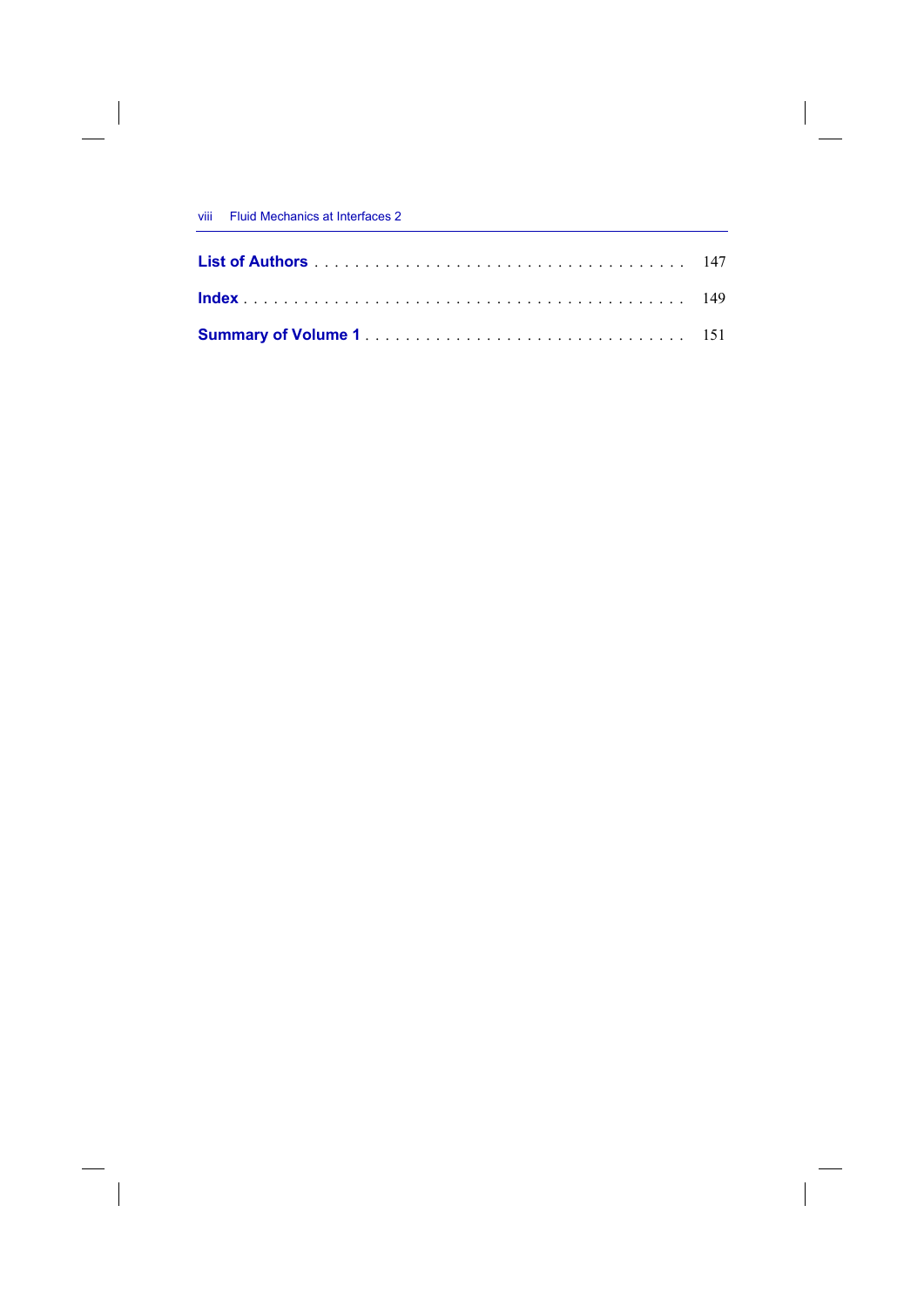**List of Authors** . . . . . . . . . . . . . . . . . . . . . . . . . . . . . . . . . . . . 147

**Index** . . . . . . . . . . . . . . . . . . . . . . . . . . . . . . . . . . . . . . . . . . 149

**Summary of Volume 1** . . . . . . . . . . . . . . . . . . . . . . . . . . . . . . . 151